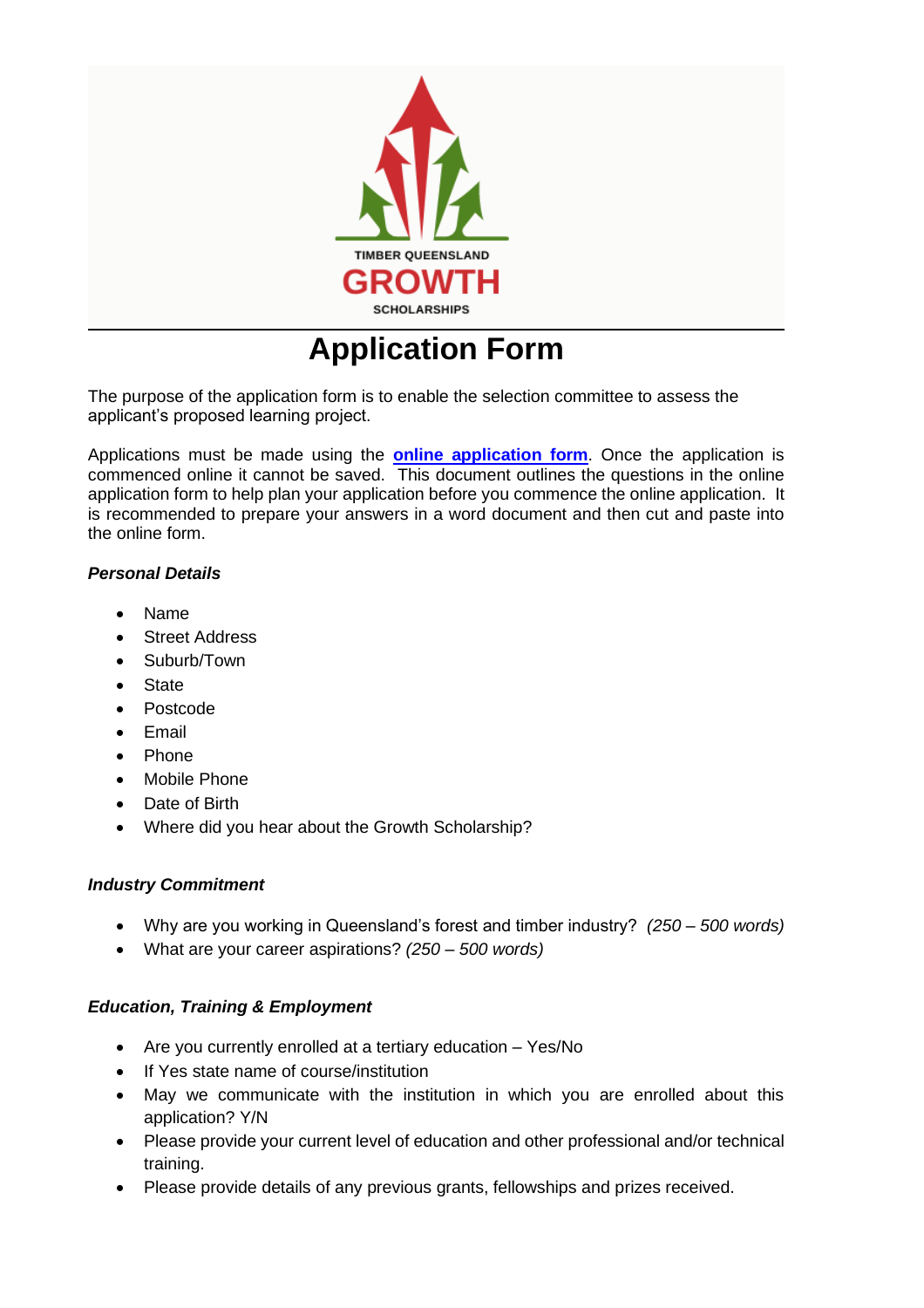TIMBER QUEENSLAND

GROWTH

SCHOLARSHIPS

# Application Form

The purpose of the application form is to enable the selection committee to assess the applicant's proposed learning project.

Applications must be made using the **online application form**. Once the application is commenced online it cannot be saved. This document outlines the questions in the online application form to help plan your application before you commence the online application. It is recommended to prepare your answers in a word document and then cut and paste into the online form.

***Personal Details***

- Name
- Street Address
- Suburb/Town
- State
- Postcode
- Email
- Phone
- Mobile Phone
- Date of Birth
- Where did you hear about the Growth Scholarship?

***Industry Commitment***

- Why are you working in Queensland's forest and timber industry? *(250 – 500 words)*
- What are your career aspirations? *(250 – 500 words)*

***Education, Training & Employment***

- Are you currently enrolled at a tertiary education – Yes/No
- If Yes state name of course/institution
- May we communicate with the institution in which you are enrolled about this application? Y/N
- Please provide your current level of education and other professional and/or technical training.
- Please provide details of any previous grants, fellowships and prizes received.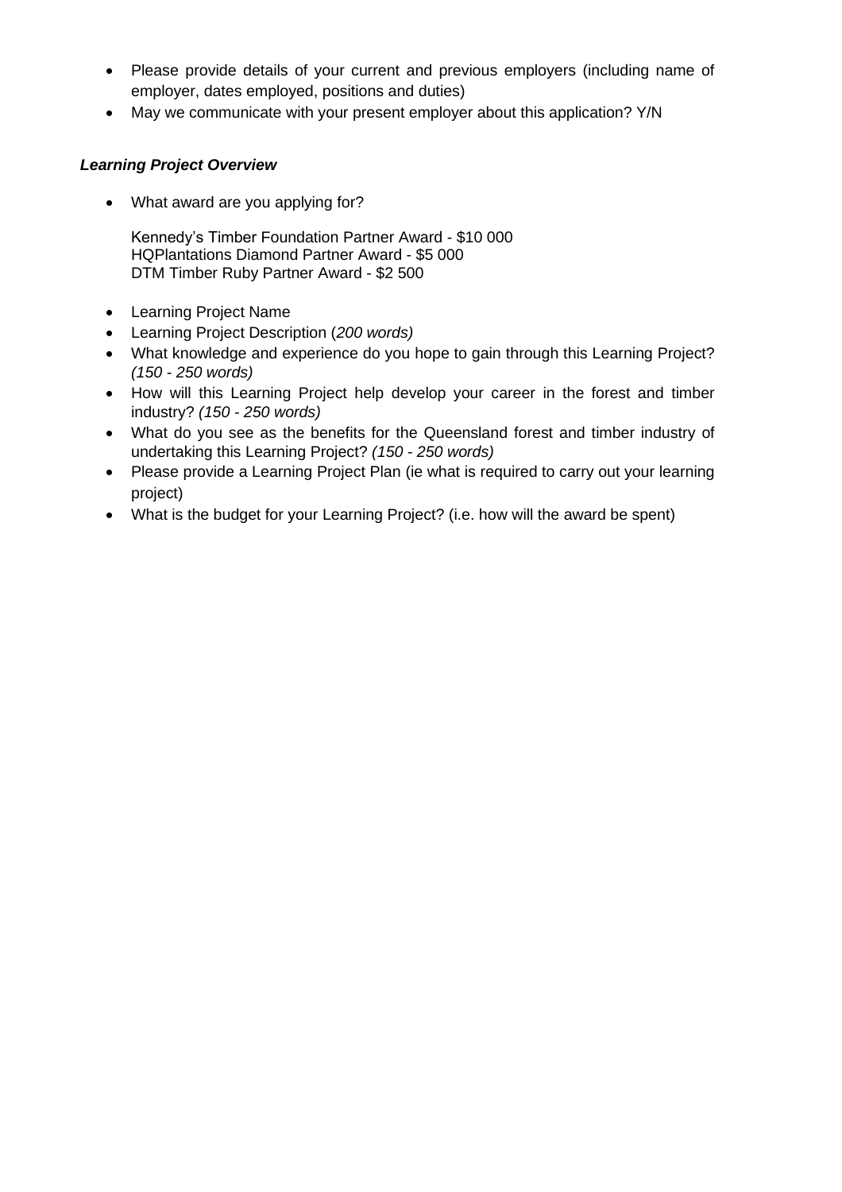- Please provide details of your current and previous employers (including name of employer, dates employed, positions and duties)
- May we communicate with your present employer about this application? Y/N

***Learning Project Overview***

- What award are you applying for?

  Kennedy's Timber Foundation Partner Award - $10 000
  HQPlantations Diamond Partner Award - $5 000
  DTM Timber Ruby Partner Award - $2 500

- Learning Project Name
- Learning Project Description (*200 words)*
- What knowledge and experience do you hope to gain through this Learning Project? *(150 - 250 words)*
- How will this Learning Project help develop your career in the forest and timber industry? *(150 - 250 words)*
- What do you see as the benefits for the Queensland forest and timber industry of undertaking this Learning Project? *(150 - 250 words)*
- Please provide a Learning Project Plan (ie what is required to carry out your learning project)
- What is the budget for your Learning Project? (i.e. how will the award be spent)